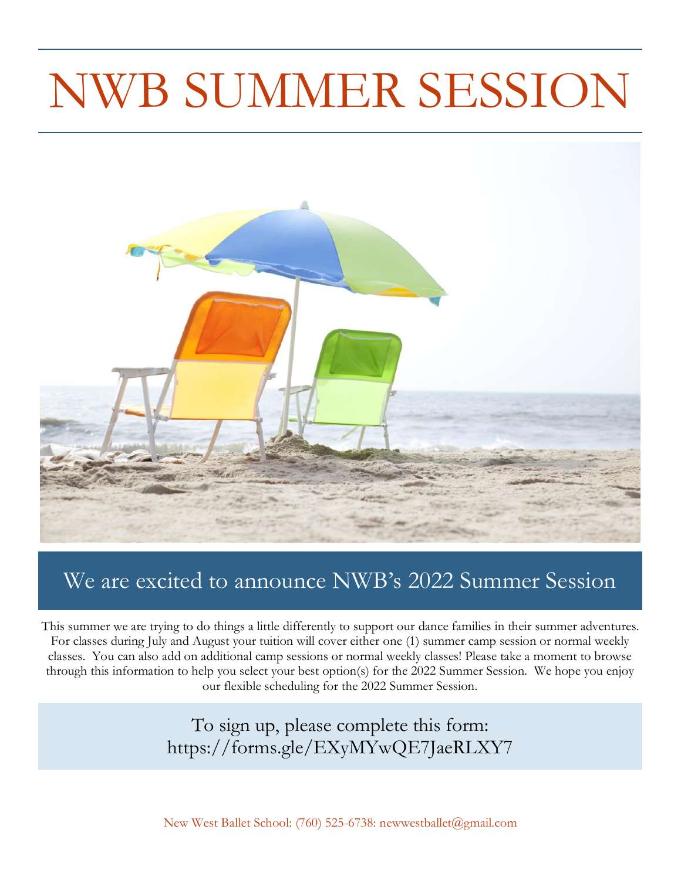# NWB SUMMER SESSION

## We are excited to announce NWB's 2022 Summer Session

This summer we are trying to do things a little differently to support our dance families in their summer adventures. For classes during July and August your tuition will cover either one (1) summer camp session or normal weekly classes. You can also add on additional camp sessions or normal weekly classes! Please take a moment to browse through this information to help you select your best option(s) for the 2022 Summer Session. We hope you enjoy our flexible scheduling for the 2022 Summer Session.

To sign up, please complete this form: https://forms.gle/EXyMYwQE7JaeRLXY7

New West Ballet School: (760) 525-6738: newwestballet@gmail.com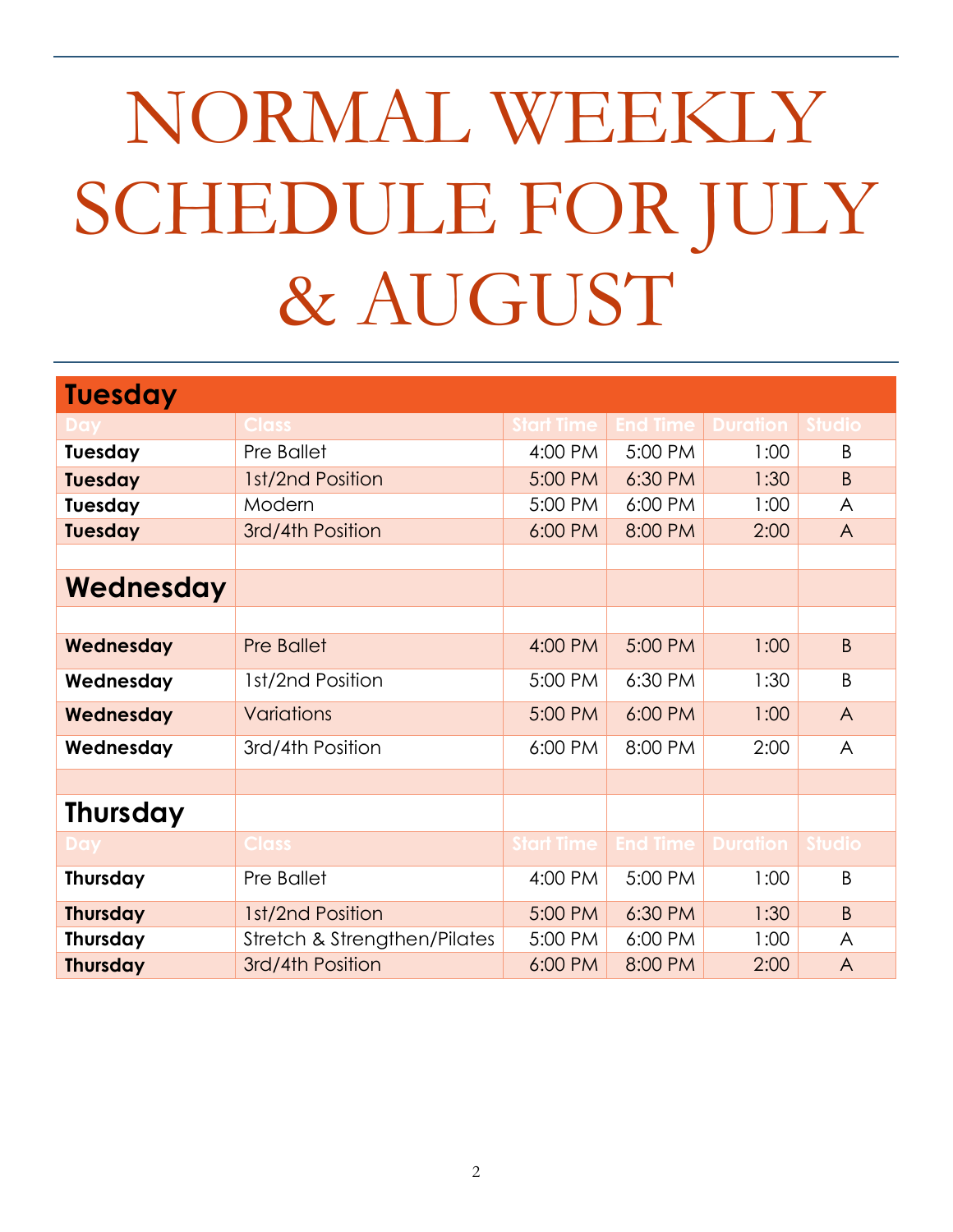# NORMAL WEEKLY SCHEDULE FOR JULY & AUGUST

## Tuesday

| Day | Class | Start Time | End Time | Duration | Studio |
|---|---|---|---|---|---|
| **Tuesday** | Pre Ballet | 4:00 PM | 5:00 PM | 1:00 | B |
| **Tuesday** | 1st/2nd Position | 5:00 PM | 6:30 PM | 1:30 | B |
| **Tuesday** | Modern | 5:00 PM | 6:00 PM | 1:00 | A |
| **Tuesday** | 3rd/4th Position | 6:00 PM | 8:00 PM | 2:00 | A |

## Wednesday

| Day | Class | Start Time | End Time | Duration | Studio |
|---|---|---|---|---|---|
| **Wednesday** | Pre Ballet | 4:00 PM | 5:00 PM | 1:00 | B |
| **Wednesday** | 1st/2nd Position | 5:00 PM | 6:30 PM | 1:30 | B |
| **Wednesday** | Variations | 5:00 PM | 6:00 PM | 1:00 | A |
| **Wednesday** | 3rd/4th Position | 6:00 PM | 8:00 PM | 2:00 | A |

## Thursday

| Day | Class | Start Time | End Time | Duration | Studio |
|---|---|---|---|---|---|
| **Thursday** | Pre Ballet | 4:00 PM | 5:00 PM | 1:00 | B |
| **Thursday** | 1st/2nd Position | 5:00 PM | 6:30 PM | 1:30 | B |
| **Thursday** | Stretch & Strengthen/Pilates | 5:00 PM | 6:00 PM | 1:00 | A |
| **Thursday** | 3rd/4th Position | 6:00 PM | 8:00 PM | 2:00 | A |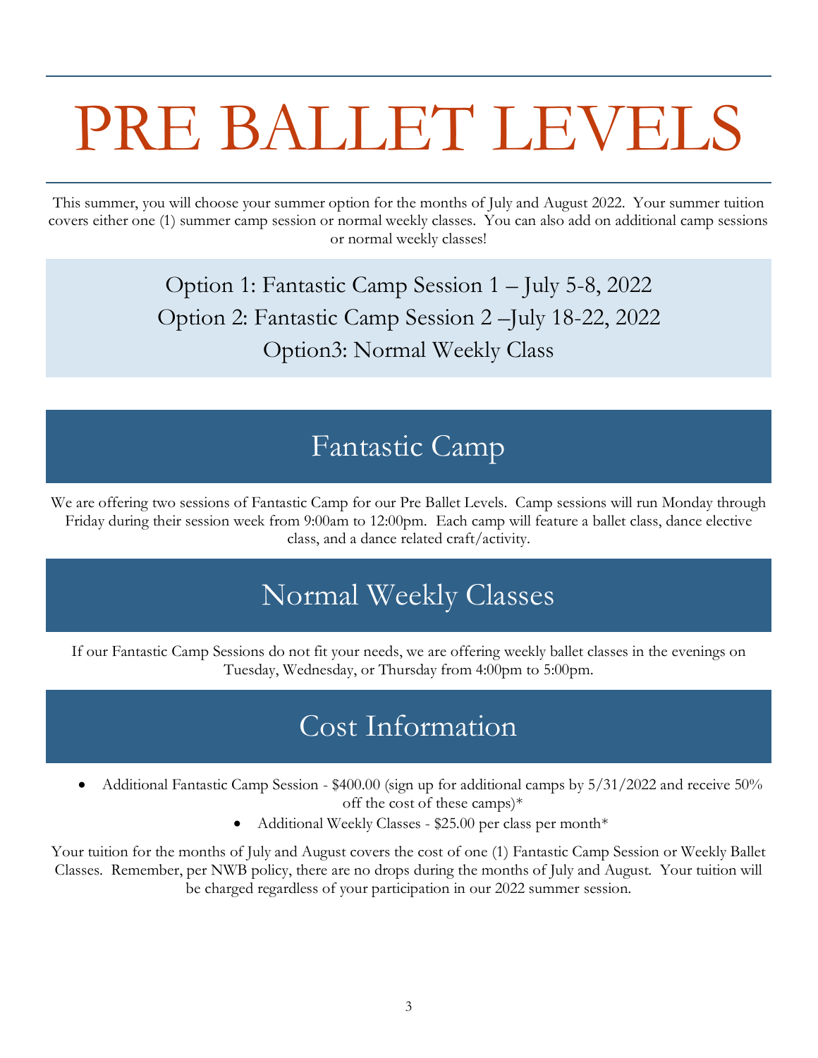# PRE BALLET LEVELS

This summer, you will choose your summer option for the months of July and August 2022. Your summer tuition covers either one (1) summer camp session or normal weekly classes. You can also add on additional camp sessions or normal weekly classes!

Option 1: Fantastic Camp Session 1 – July 5-8, 2022
Option 2: Fantastic Camp Session 2 –July 18-22, 2022
Option3: Normal Weekly Class

## Fantastic Camp

We are offering two sessions of Fantastic Camp for our Pre Ballet Levels. Camp sessions will run Monday through Friday during their session week from 9:00am to 12:00pm. Each camp will feature a ballet class, dance elective class, and a dance related craft/activity.

## Normal Weekly Classes

If our Fantastic Camp Sessions do not fit your needs, we are offering weekly ballet classes in the evenings on Tuesday, Wednesday, or Thursday from 4:00pm to 5:00pm.

## Cost Information

- Additional Fantastic Camp Session - $400.00 (sign up for additional camps by 5/31/2022 and receive 50% off the cost of these camps)*
- Additional Weekly Classes - $25.00 per class per month*

Your tuition for the months of July and August covers the cost of one (1) Fantastic Camp Session or Weekly Ballet Classes. Remember, per NWB policy, there are no drops during the months of July and August. Your tuition will be charged regardless of your participation in our 2022 summer session.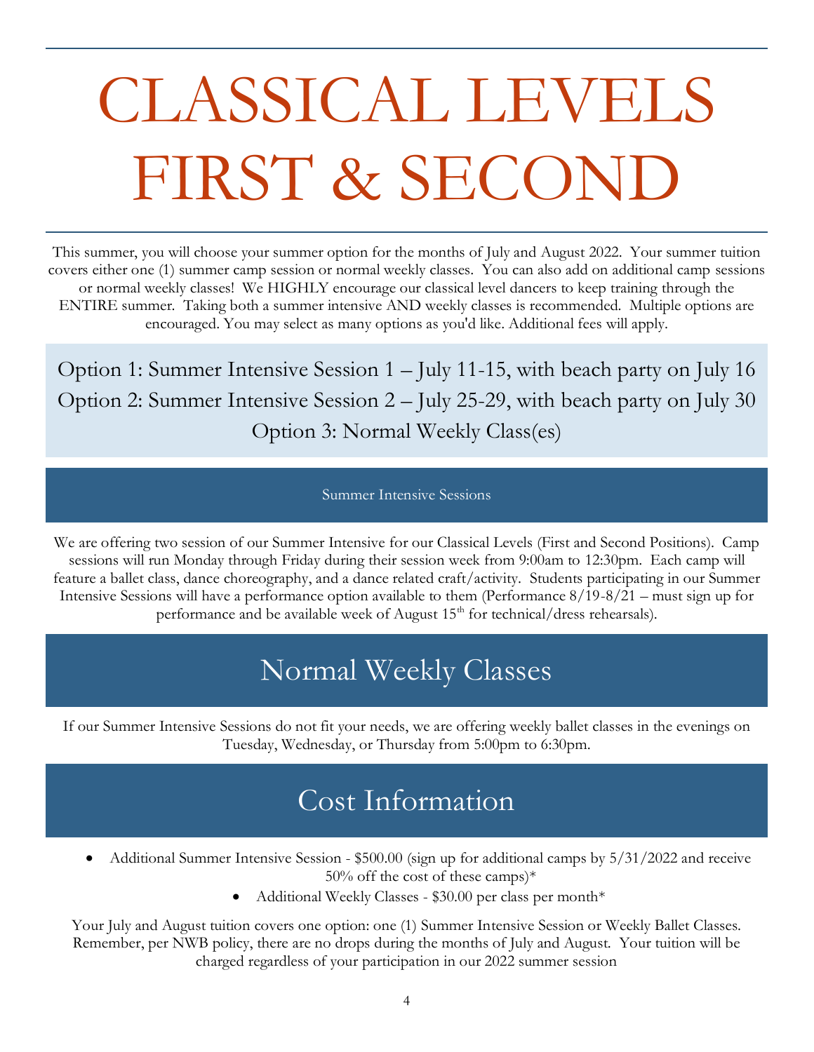# CLASSICAL LEVELS FIRST & SECOND

This summer, you will choose your summer option for the months of July and August 2022. Your summer tuition covers either one (1) summer camp session or normal weekly classes. You can also add on additional camp sessions or normal weekly classes! We HIGHLY encourage our classical level dancers to keep training through the ENTIRE summer. Taking both a summer intensive AND weekly classes is recommended. Multiple options are encouraged. You may select as many options as you'd like. Additional fees will apply.

Option 1: Summer Intensive Session 1 – July 11-15, with beach party on July 16
Option 2: Summer Intensive Session 2 – July 25-29, with beach party on July 30
Option 3: Normal Weekly Class(es)

## Summer Intensive Sessions

We are offering two session of our Summer Intensive for our Classical Levels (First and Second Positions). Camp sessions will run Monday through Friday during their session week from 9:00am to 12:30pm. Each camp will feature a ballet class, dance choreography, and a dance related craft/activity. Students participating in our Summer Intensive Sessions will have a performance option available to them (Performance 8/19-8/21 – must sign up for performance and be available week of August 15th for technical/dress rehearsals).

## Normal Weekly Classes

If our Summer Intensive Sessions do not fit your needs, we are offering weekly ballet classes in the evenings on Tuesday, Wednesday, or Thursday from 5:00pm to 6:30pm.

## Cost Information

- Additional Summer Intensive Session - $500.00 (sign up for additional camps by 5/31/2022 and receive 50% off the cost of these camps)*
- Additional Weekly Classes - $30.00 per class per month*

Your July and August tuition covers one option: one (1) Summer Intensive Session or Weekly Ballet Classes. Remember, per NWB policy, there are no drops during the months of July and August. Your tuition will be charged regardless of your participation in our 2022 summer session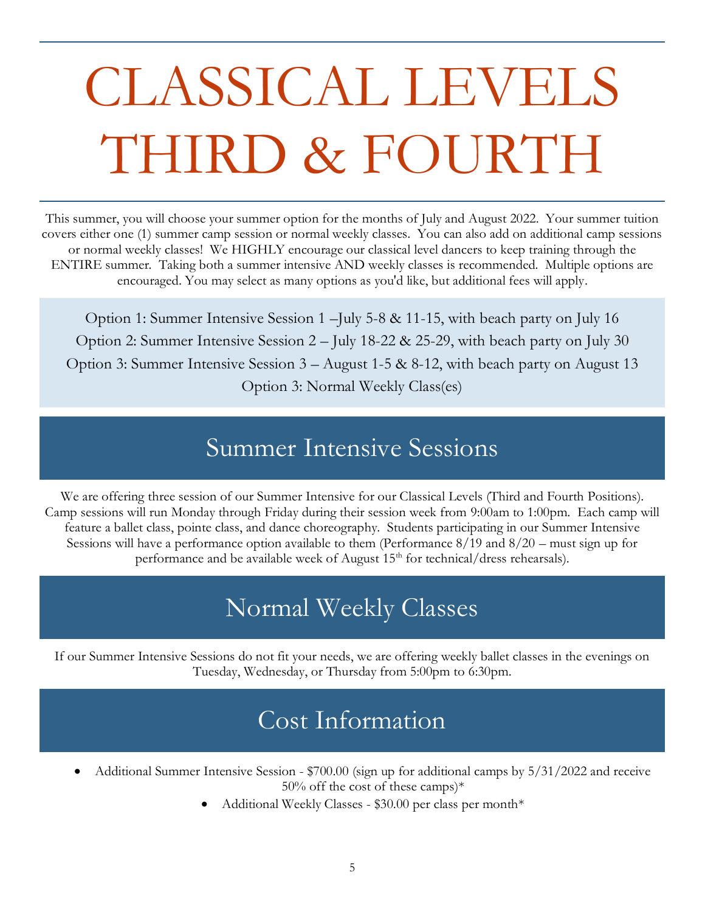# CLASSICAL LEVELS THIRD & FOURTH

This summer, you will choose your summer option for the months of July and August 2022. Your summer tuition covers either one (1) summer camp session or normal weekly classes. You can also add on additional camp sessions or normal weekly classes! We HIGHLY encourage our classical level dancers to keep training through the ENTIRE summer. Taking both a summer intensive AND weekly classes is recommended. Multiple options are encouraged. You may select as many options as you'd like, but additional fees will apply.

Option 1: Summer Intensive Session 1 –July 5-8 & 11-15, with beach party on July 16
Option 2: Summer Intensive Session 2 – July 18-22 & 25-29, with beach party on July 30
Option 3: Summer Intensive Session 3 – August 1-5 & 8-12, with beach party on August 13
Option 3: Normal Weekly Class(es)

## Summer Intensive Sessions

We are offering three session of our Summer Intensive for our Classical Levels (Third and Fourth Positions). Camp sessions will run Monday through Friday during their session week from 9:00am to 1:00pm. Each camp will feature a ballet class, pointe class, and dance choreography. Students participating in our Summer Intensive Sessions will have a performance option available to them (Performance 8/19 and 8/20 – must sign up for performance and be available week of August 15th for technical/dress rehearsals).

## Normal Weekly Classes

If our Summer Intensive Sessions do not fit your needs, we are offering weekly ballet classes in the evenings on Tuesday, Wednesday, or Thursday from 5:00pm to 6:30pm.

## Cost Information

- Additional Summer Intensive Session - $700.00 (sign up for additional camps by 5/31/2022 and receive 50% off the cost of these camps)*
- Additional Weekly Classes - $30.00 per class per month*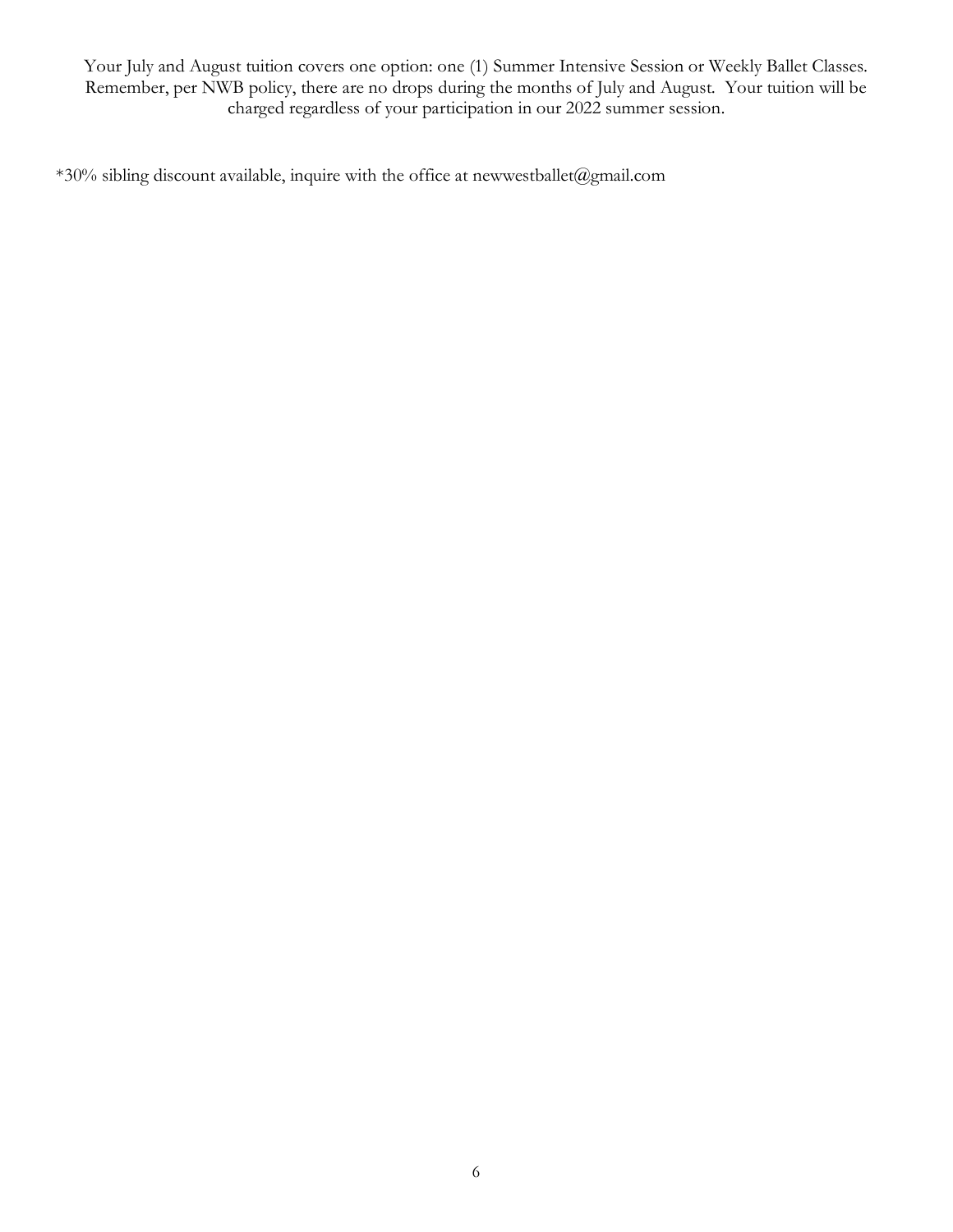Your July and August tuition covers one option: one (1) Summer Intensive Session or Weekly Ballet Classes. Remember, per NWB policy, there are no drops during the months of July and August. Your tuition will be charged regardless of your participation in our 2022 summer session.

*30% sibling discount available, inquire with the office at newwestballet@gmail.com